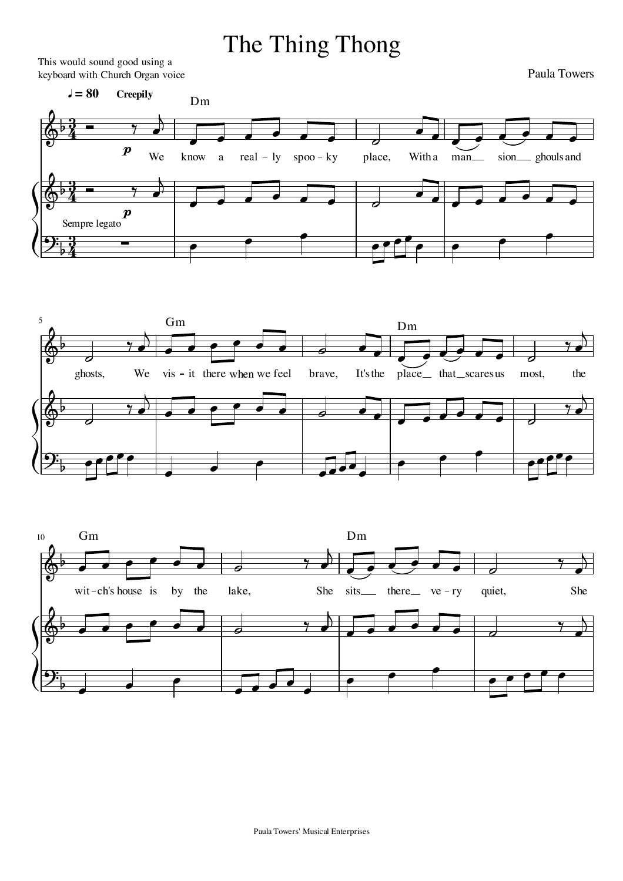# The Thing Thong

This would sound good using a keyboard with Church Organ voice

Paula Towers

♩ = 80 **Creepily**

We know a real - ly spoo - ky place, With a man - sion ghouls and ghosts, We vis - it there when we feel brave, It's the place that scares us most, the wit - ch's house is by the lake, She sits there ve - ry quiet, She

Paula Towers' Musical Enterprises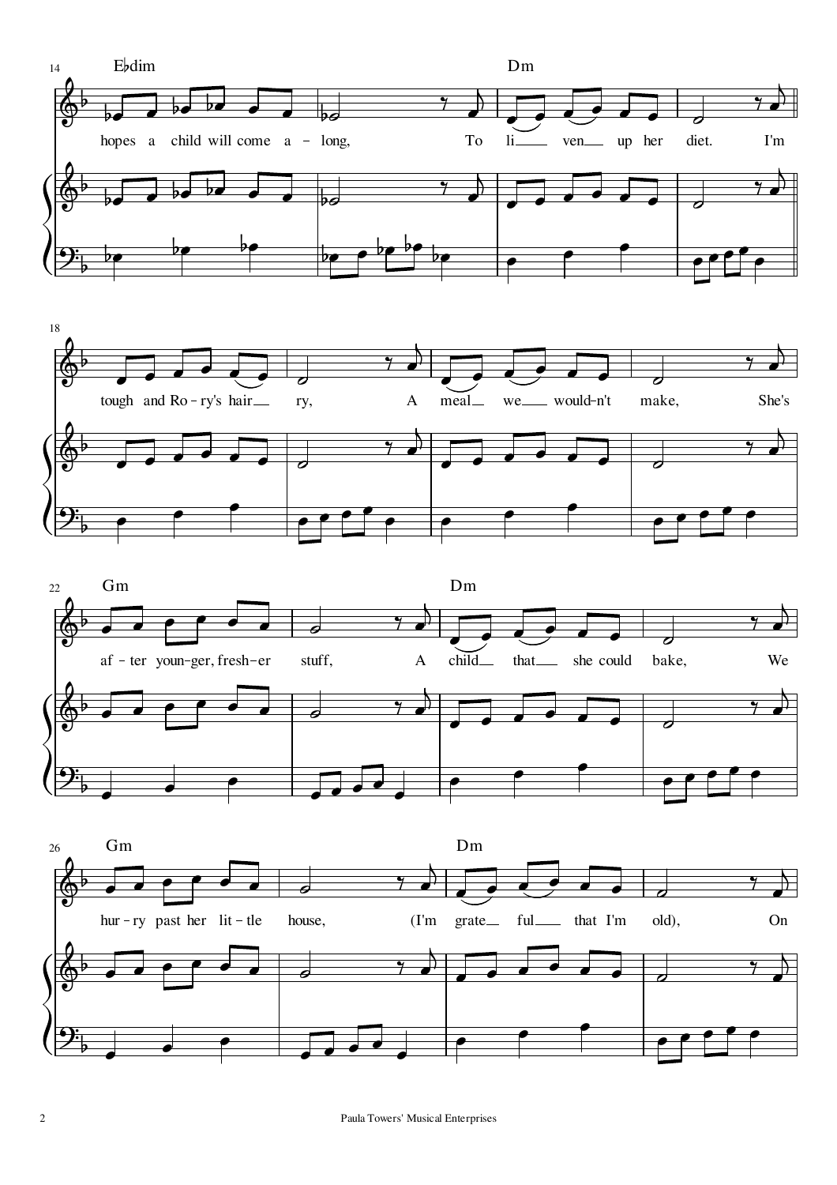14 E♭dim Dm

hopes a child will come a – long, To li ven up her diet. I'm

18

tough and Ro – ry's hair ry, A meal we would-n't make, She's

22 Gm Dm

af – ter youn-ger, fresh–er stuff, A child that she could bake, We

26 Gm Dm

hur – ry past her lit – tle house, (I'm grate ful that I'm old), On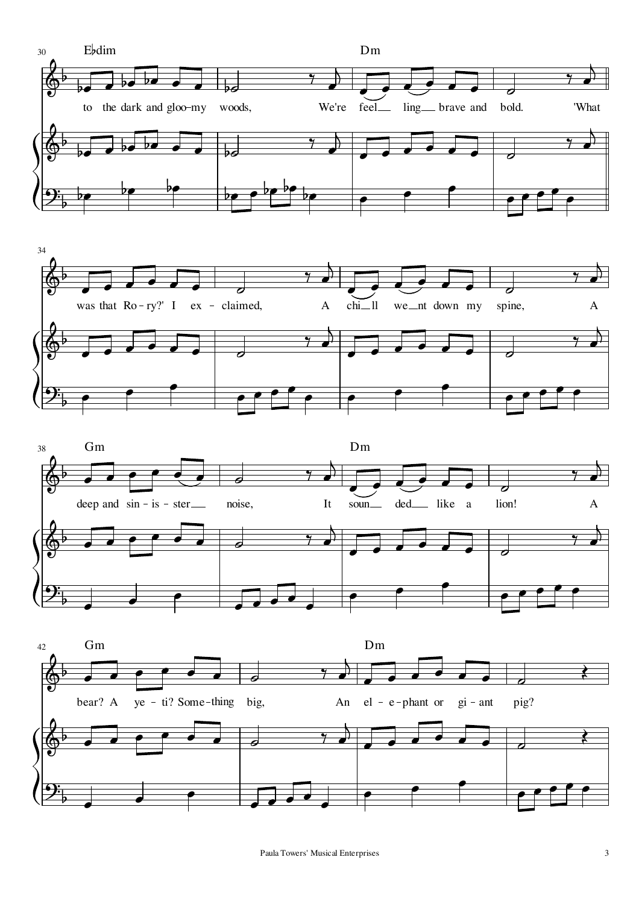Ebdim

to the dark and gloo-my woods, We're feel ling brave and bold. 'What was that Ro-ry?' I ex-claimed, A chi ll we nt down my spine, A

Gm — Dm

deep and sin-is-ster noise, It soun ded like a lion! A

Gm — Dm

bear? A ye-ti? Some-thing big, An el-e-phant or gi-ant pig?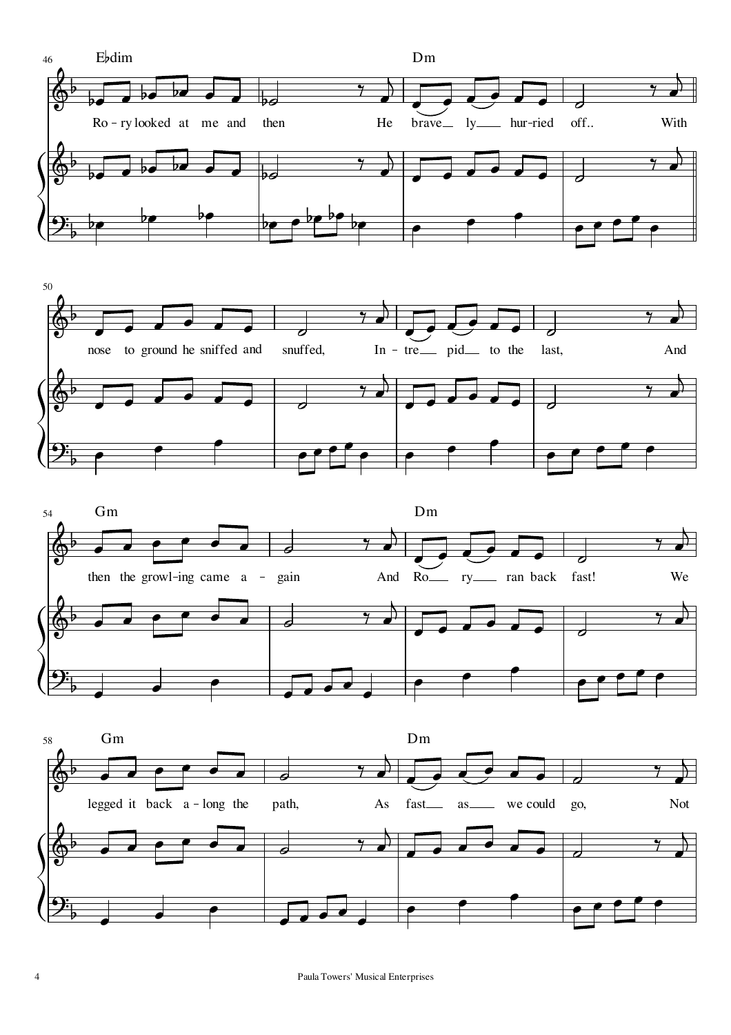E♭dim

Ro - ry looked at me and then He

Dm

brave ly hur-ried off.. With

nose to ground he sniffed and snuffed, In - tre pid to the last, And

Gm

then the growl-ing came a - gain And

Dm

Ro ry ran back fast! We

Gm

legged it back a - long the path, As

Dm

fast as we could go, Not

Paula Towers' Musical Enterprises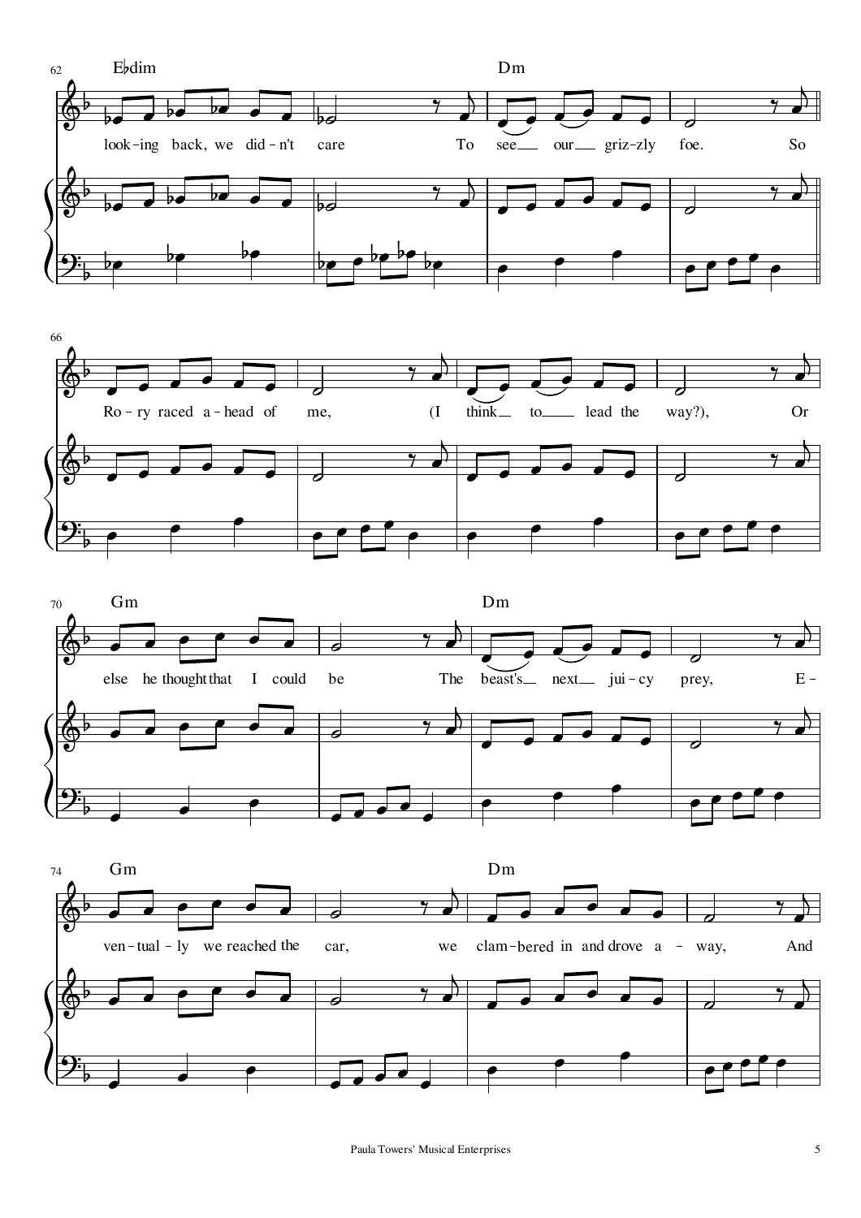62 E♭dim — Dm

look-ing back, we did-n't care To see our griz-zly foe. So

66

Ro-ry raced a-head of me, (I think to lead the way?), Or

70 Gm — Dm

else he thought that I could be The beast's next jui-cy prey, E-

74 Gm — Dm

ven-tual-ly we reached the car, we clam-bered in and drove a-way, And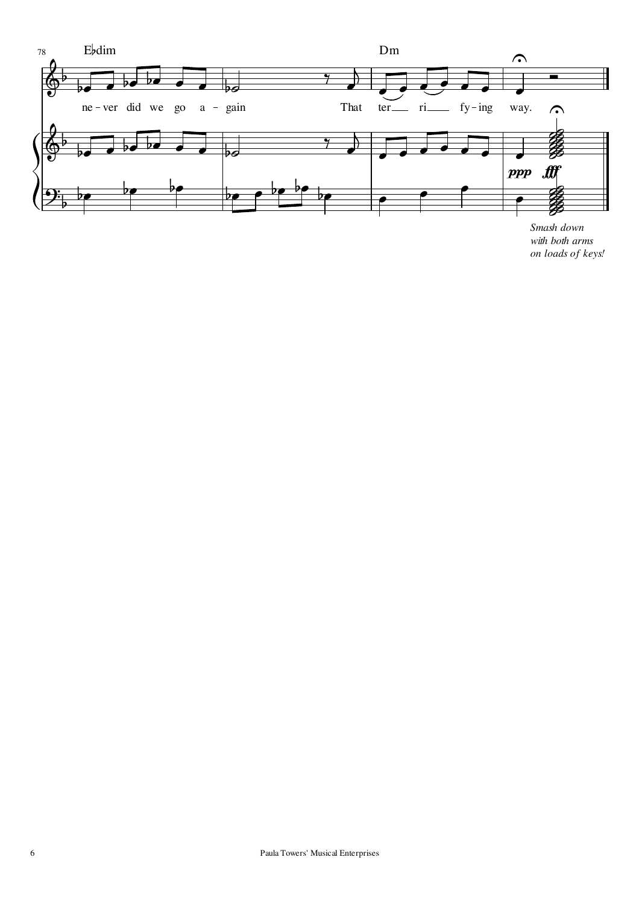78

E♭dim Dm

ne - ver did we go a - gain That ter — ri — fy - ing way.

*ppp* *fff*

*Smash down with both arms on loads of keys!*